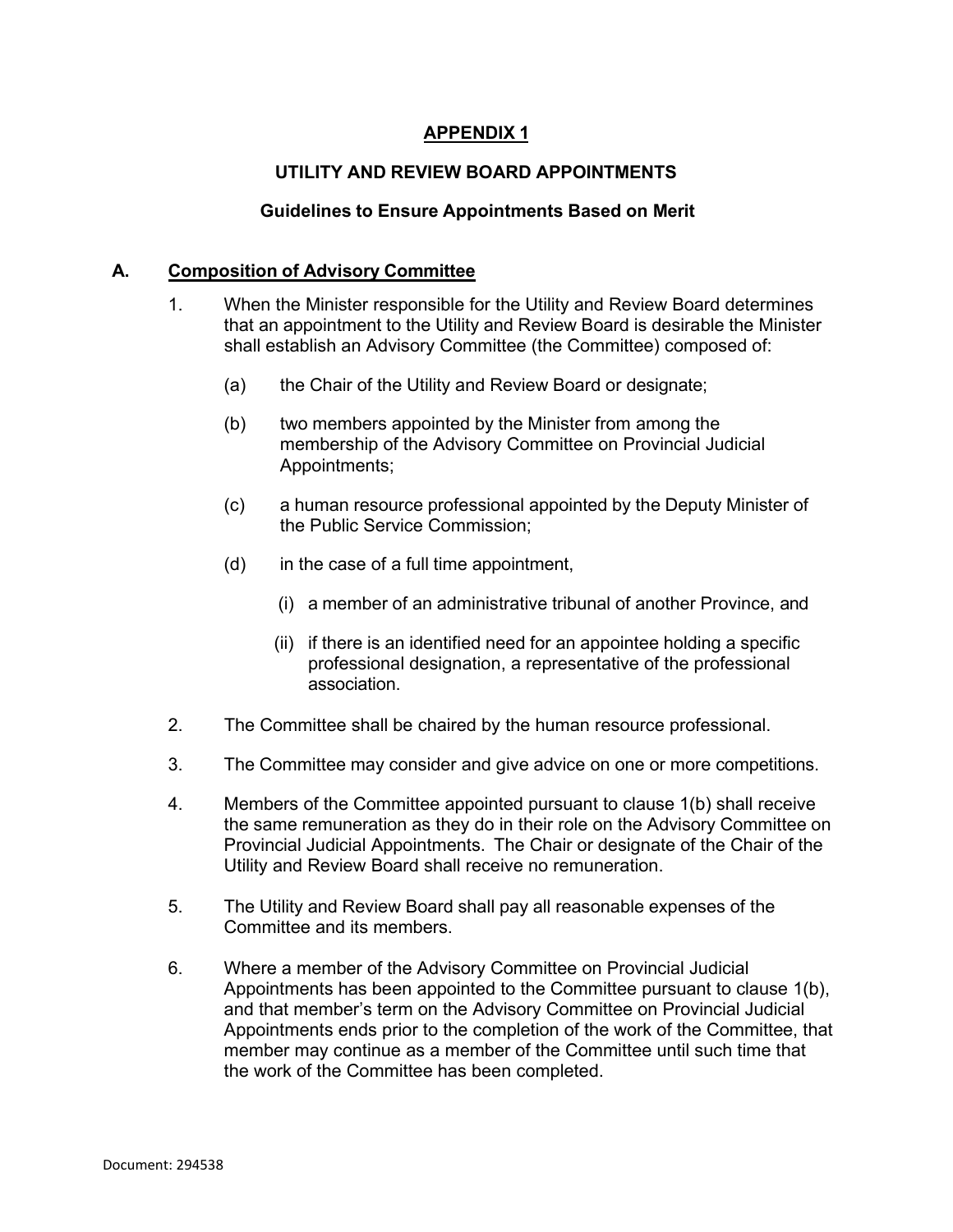# APPENDIX 1

## UTILITY AND REVIEW BOARD APPOINTMENTS

### Guidelines to Ensure Appointments Based on Merit

## A. Composition of Advisory Committee

1. When the Minister responsible for the Utility and Review Board determines that an appointment to the Utility and Review Board is desirable the Minister shall establish an Advisory Committee (the Committee) composed of:

   (a) the Chair of the Utility and Review Board or designate;

   (b) two members appointed by the Minister from among the membership of the Advisory Committee on Provincial Judicial Appointments;

   (c) a human resource professional appointed by the Deputy Minister of the Public Service Commission;

   (d) in the case of a full time appointment,

      (i) a member of an administrative tribunal of another Province, and

      (ii) if there is an identified need for an appointee holding a specific professional designation, a representative of the professional association.

2. The Committee shall be chaired by the human resource professional.

3. The Committee may consider and give advice on one or more competitions.

4. Members of the Committee appointed pursuant to clause 1(b) shall receive the same remuneration as they do in their role on the Advisory Committee on Provincial Judicial Appointments. The Chair or designate of the Chair of the Utility and Review Board shall receive no remuneration.

5. The Utility and Review Board shall pay all reasonable expenses of the Committee and its members.

6. Where a member of the Advisory Committee on Provincial Judicial Appointments has been appointed to the Committee pursuant to clause 1(b), and that member's term on the Advisory Committee on Provincial Judicial Appointments ends prior to the completion of the work of the Committee, that member may continue as a member of the Committee until such time that the work of the Committee has been completed.

Document: 294538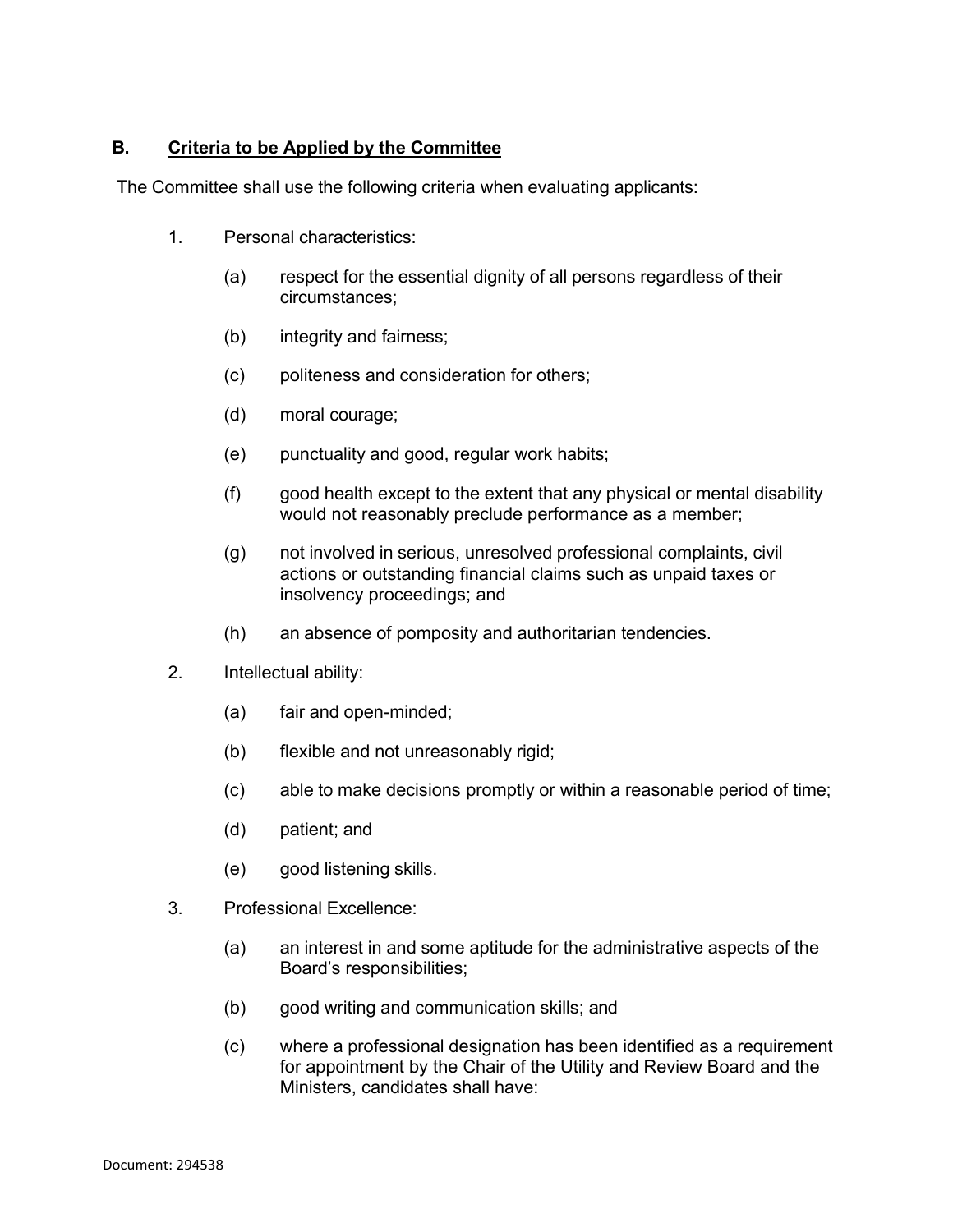## B. Criteria to be Applied by the Committee

The Committee shall use the following criteria when evaluating applicants:

1. Personal characteristics:

   (a) respect for the essential dignity of all persons regardless of their circumstances;

   (b) integrity and fairness;

   (c) politeness and consideration for others;

   (d) moral courage;

   (e) punctuality and good, regular work habits;

   (f) good health except to the extent that any physical or mental disability would not reasonably preclude performance as a member;

   (g) not involved in serious, unresolved professional complaints, civil actions or outstanding financial claims such as unpaid taxes or insolvency proceedings; and

   (h) an absence of pomposity and authoritarian tendencies.

2. Intellectual ability:

   (a) fair and open-minded;

   (b) flexible and not unreasonably rigid;

   (c) able to make decisions promptly or within a reasonable period of time;

   (d) patient; and

   (e) good listening skills.

3. Professional Excellence:

   (a) an interest in and some aptitude for the administrative aspects of the Board's responsibilities;

   (b) good writing and communication skills; and

   (c) where a professional designation has been identified as a requirement for appointment by the Chair of the Utility and Review Board and the Ministers, candidates shall have:

Document: 294538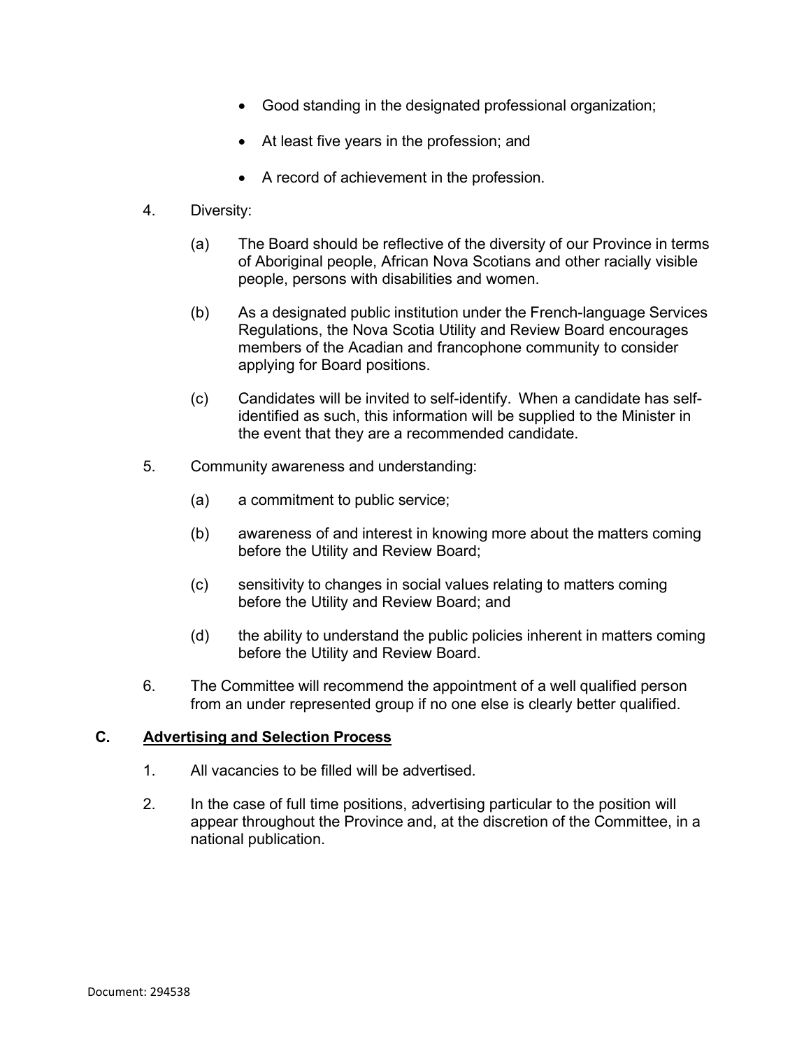- Good standing in the designated professional organization;
- At least five years in the profession; and
- A record of achievement in the profession.

4. Diversity:

   (a) The Board should be reflective of the diversity of our Province in terms of Aboriginal people, African Nova Scotians and other racially visible people, persons with disabilities and women.

   (b) As a designated public institution under the French-language Services Regulations, the Nova Scotia Utility and Review Board encourages members of the Acadian and francophone community to consider applying for Board positions.

   (c) Candidates will be invited to self-identify. When a candidate has self-identified as such, this information will be supplied to the Minister in the event that they are a recommended candidate.

5. Community awareness and understanding:

   (a) a commitment to public service;

   (b) awareness of and interest in knowing more about the matters coming before the Utility and Review Board;

   (c) sensitivity to changes in social values relating to matters coming before the Utility and Review Board; and

   (d) the ability to understand the public policies inherent in matters coming before the Utility and Review Board.

6. The Committee will recommend the appointment of a well qualified person from an under represented group if no one else is clearly better qualified.

## C. Advertising and Selection Process

1. All vacancies to be filled will be advertised.

2. In the case of full time positions, advertising particular to the position will appear throughout the Province and, at the discretion of the Committee, in a national publication.

Document: 294538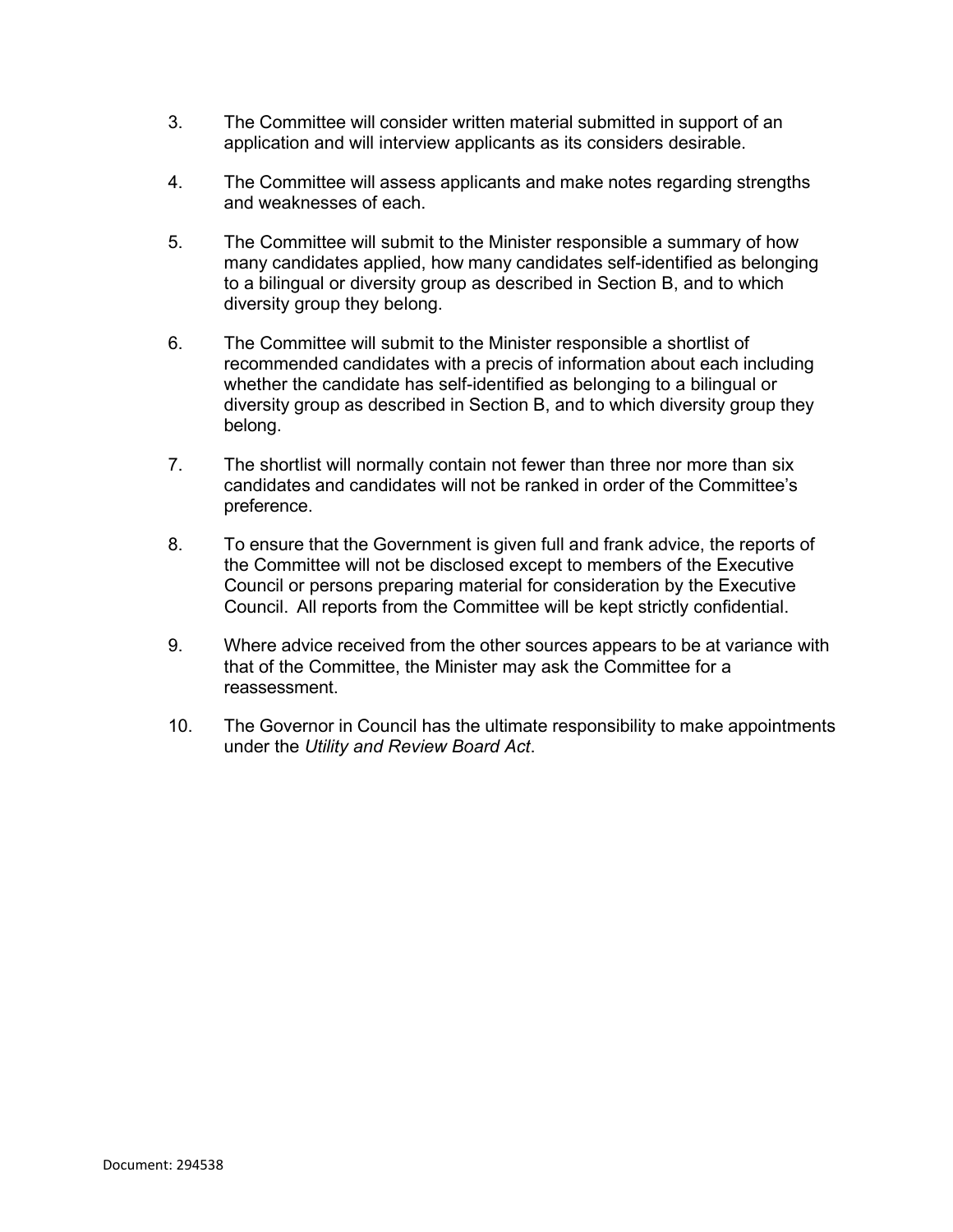3. The Committee will consider written material submitted in support of an application and will interview applicants as its considers desirable.

4. The Committee will assess applicants and make notes regarding strengths and weaknesses of each.

5. The Committee will submit to the Minister responsible a summary of how many candidates applied, how many candidates self-identified as belonging to a bilingual or diversity group as described in Section B, and to which diversity group they belong.

6. The Committee will submit to the Minister responsible a shortlist of recommended candidates with a precis of information about each including whether the candidate has self-identified as belonging to a bilingual or diversity group as described in Section B, and to which diversity group they belong.

7. The shortlist will normally contain not fewer than three nor more than six candidates and candidates will not be ranked in order of the Committee's preference.

8. To ensure that the Government is given full and frank advice, the reports of the Committee will not be disclosed except to members of the Executive Council or persons preparing material for consideration by the Executive Council. All reports from the Committee will be kept strictly confidential.

9. Where advice received from the other sources appears to be at variance with that of the Committee, the Minister may ask the Committee for a reassessment.

10. The Governor in Council has the ultimate responsibility to make appointments under the *Utility and Review Board Act*.

Document: 294538